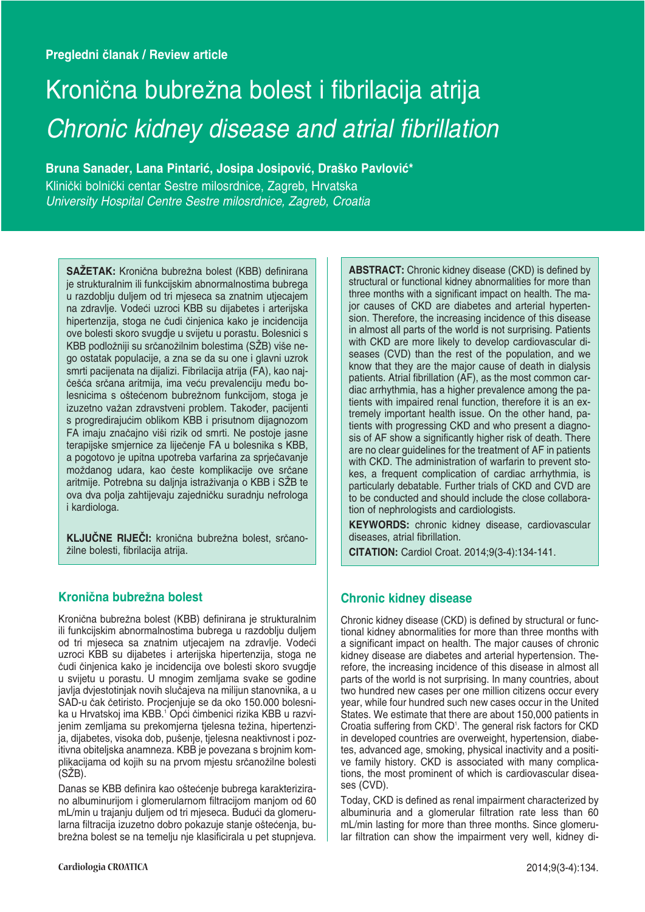**Pregledni članak / Review article**

# Kronična bubrežna bolest i fibrilacija atrija

# *Chronic kidney disease and atrial fibrillation*

**Bruna Sanader, Lana Pintarić, Josipa Josipović, Draško Pavlović***

Klinički bolnički centar Sestre milosrdnice, Zagreb, Hrvatska

*University Hospital Centre Sestre milosrdnice, Zagreb, Croatia*

**SAŽETAK:** Kronična bubrežna bolest (KBB) definirana je strukturalnim ili funkcijskim abnormalnostima bubrega u razdoblju duljem od tri mjeseca sa znatnim utjecajem na zdravlje. Vodeći uzroci KBB su dijabetes i arterijska hipertenzija, stoga ne čudi činjenica kako je incidencija ove bolesti skoro svugdje u svijetu u porastu. Bolesnici s KBB podložniji su srčanožilnim bolestima (SŽB) više nego ostatak populacije, a zna se da su one i glavni uzrok smrti pacijenata na dijalizi. Fibrilacija atrija (FA), kao najčešća srčana aritmija, ima veću prevalenciju među bolesnicima s oštećenom bubrežnom funkcijom, stoga je izuzetno važan zdravstveni problem. Također, pacijenti s progredirajućim oblikom KBB i prisutnom dijagnozom FA imaju značajno viši rizik od smrti. Ne postoje jasne terapijske smjernice za liječenje FA u bolesnika s KBB, a pogotovo je upitna upotreba varfarina za sprječavanje moždanog udara, kao česte komplikacije ove srčane aritmije. Potrebna su daljnja istraživanja o KBB i SŽB te ova dva polja zahtijevaju zajedničku suradnju nefrologa i kardiologa.

**KLJUČNE RIJEČI:** kronična bubrežna bolest, srčanožilne bolesti, fibrilacija atrija.

**ABSTRACT:** Chronic kidney disease (CKD) is defined by structural or functional kidney abnormalities for more than three months with a significant impact on health. The major causes of CKD are diabetes and arterial hypertension. Therefore, the increasing incidence of this disease in almost all parts of the world is not surprising. Patients with CKD are more likely to develop cardiovascular diseases (CVD) than the rest of the population, and we know that they are the major cause of death in dialysis patients. Atrial fibrillation (AF), as the most common cardiac arrhythmia, has a higher prevalence among the patients with impaired renal function, therefore it is an extremely important health issue. On the other hand, patients with progressing CKD and who present a diagnosis of AF show a significantly higher risk of death. There are no clear guidelines for the treatment of AF in patients with CKD. The administration of warfarin to prevent strokes, a frequent complication of cardiac arrhythmia, is particularly debatable. Further trials of CKD and CVD are to be conducted and should include the close collaboration of nephrologists and cardiologists.

**KEYWORDS:** chronic kidney disease, cardiovascular diseases, atrial fibrillation.

**CITATION:** Cardiol Croat. 2014;9(3-4):134-141.

## Kronična bubrežna bolest

Kronična bubrežna bolest (KBB) definirana je strukturalnim ili funkcijskim abnormalnostima bubrega u razdoblju duljem od tri mjeseca sa znatnim utjecajem na zdravlje. Vodeći uzroci KBB su dijabetes i arterijska hipertenzija, stoga ne čudi činjenica kako je incidencija ove bolesti skoro svugdje u svijetu u porastu. U mnogim zemljama svake se godine javlja dvjestotinjak novih slučajeva na milijun stanovnika, a u SAD-u čak četiristo. Procjenjuje se da oko 150.000 bolesnika u Hrvatskoj ima KBB.[1] Opći čimbenici rizika KBB u razvijenim zemljama su prekomjerna tjelesna težina, hipertenzija, dijabetes, visoka dob, pušenje, tjelesna neaktivnost i pozitivna obiteljska anamneza. KBB je povezana s brojnim komplikacijama od kojih su na prvom mjestu srčanožilne bolesti (SŽB).

Danas se KBB definira kao oštećenje bubrega karakterizirano albuminurijom i glomerularnom filtracijom manjom od 60 mL/min u trajanju duljem od tri mjeseca. Budući da glomerularna filtracija izuzetno dobro pokazuje stanje oštećenja, bubrežna bolest se na temelju nje klasificirala u pet stupnjeva.

## Chronic kidney disease

Chronic kidney disease (CKD) is defined by structural or functional kidney abnormalities for more than three months with a significant impact on health. The major causes of chronic kidney disease are diabetes and arterial hypertension. Therefore, the increasing incidence of this disease in almost all parts of the world is not surprising. In many countries, about two hundred new cases per one million citizens occur every year, while four hundred such new cases occur in the United States. We estimate that there are about 150,000 patients in Croatia suffering from CKD[1]. The general risk factors for CKD in developed countries are overweight, hypertension, diabetes, advanced age, smoking, physical inactivity and a positive family history. CKD is associated with many complications, the most prominent of which is cardiovascular diseases (CVD).

Today, CKD is defined as renal impairment characterized by albuminuria and a glomerular filtration rate less than 60 mL/min lasting for more than three months. Since glomerular filtration can show the impairment very well, kidney di-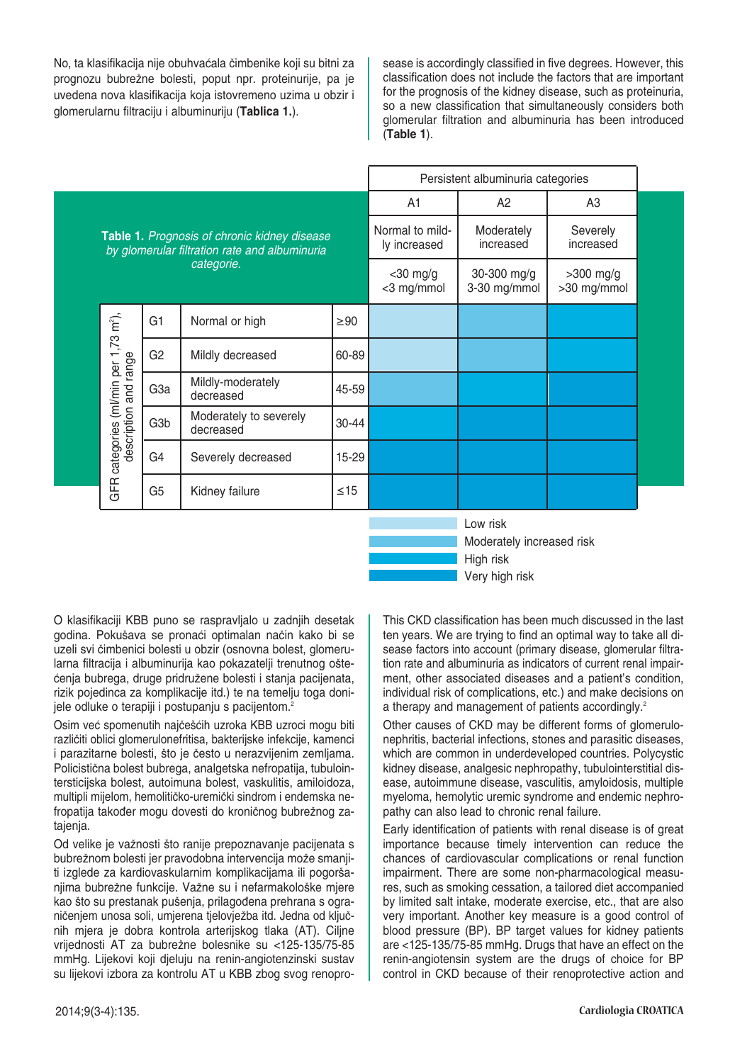No, ta klasifikacija nije obuhvaćala čimbenike koji su bitni za prognozu bubrežne bolesti, poput npr. proteinurije, pa je uvedena nova klasifikacija koja istovremeno uzima u obzir i glomerularnu filtraciju i albuminuriju (**Tablica 1.**).

sease is accordingly classified in five degrees. However, this classification does not include the factors that are important for the prognosis of the kidney disease, such as proteinuria, so a new classification that simultaneously considers both glomerular filtration and albuminuria has been introduced (**Table 1**).

**Table 1.** *Prognosis of chronic kidney disease by glomerular filtration rate and albuminuria categorie.*

| GFR categories (ml/min per 1,73 m²), description and range | | | Persistent albuminuria categories | | |
|---|---|---|---|---|---|
| | | | A1 | A2 | A3 |
| | | | Normal to mildly increased | Moderately increased | Severely increased |
| | | | <30 mg/g <3 mg/mmol | 30-300 mg/g 3-30 mg/mmol | >300 mg/g >30 mg/mmol |
| G1 | Normal or high | ≥90 | Low risk | Moderately increased risk | High risk |
| G2 | Mildly decreased | 60-89 | Low risk | Moderately increased risk | High risk |
| G3a | Mildly-moderately decreased | 45-59 | Moderately increased risk | High risk | Very high risk |
| G3b | Moderately to severely decreased | 30-44 | High risk | Very high risk | Very high risk |
| G4 | Severely decreased | 15-29 | Very high risk | Very high risk | Very high risk |
| G5 | Kidney failure | ≤15 | Very high risk | Very high risk | Very high risk |

Legend: Low risk; Moderately increased risk; High risk; Very high risk

O klasifikaciji KBB puno se raspravljalo u zadnjih desetak godina. Pokušava se pronaći optimalan način kako bi se uzeli svi čimbenici bolesti u obzir (osnovna bolest, glomerularna filtracija i albuminurija kao pokazatelji trenutnog oštećenja bubrega, druge pridružene bolesti i stanja pacijenata, rizik pojedinca za komplikacije itd.) te na temelju toga donijele odluke o terapiji i postupanju s pacijentom.[2]

Osim već spomenutih najčešćih uzroka KBB uzroci mogu biti različiti oblici glomerulonefritisa, bakterijske infekcije, kamenci i parazitarne bolesti, što je često u nerazvijenim zemljama. Policistična bolest bubrega, analgetska nefropatija, tubulointersticijska bolest, autoimuna bolest, vaskulitis, amiloidoza, multipli mijelom, hemolitičko-uremički sindrom i endemska nefropatija također mogu dovesti do kroničnog bubrežnog zatajenja.

Od velike je važnosti što ranije prepoznavanje pacijenata s bubrežnom bolesti jer pravodobna intervencija može smanjiti izglede za kardiovaskularnim komplikacijama ili pogoršanjima bubrežne funkcije. Važne su i nefarmakološke mjere kao što su prestanak pušenja, prilagođena prehrana s ograničenjem unosa soli, umjerena tjelovježba itd. Jedna od ključnih mjera je dobra kontrola arterijskog tlaka (AT). Ciljne vrijednosti AT za bubrežne bolesnike su <125-135/75-85 mmHg. Lijekovi koji djeluju na renin-angiotenzinski sustav su lijekovi izbora za kontrolu AT u KBB zbog svog renopro-

This CKD classification has been much discussed in the last ten years. We are trying to find an optimal way to take all disease factors into account (primary disease, glomerular filtration rate and albuminuria as indicators of current renal impairment, other associated diseases and a patient's condition, individual risk of complications, etc.) and make decisions on a therapy and management of patients accordingly.[2]

Other causes of CKD may be different forms of glomerulonephritis, bacterial infections, stones and parasitic diseases, which are common in underdeveloped countries. Polycystic kidney disease, analgesic nephropathy, tubulointerstitial disease, autoimmune disease, vasculitis, amyloidosis, multiple myeloma, hemolytic uremic syndrome and endemic nephropathy can also lead to chronic renal failure.

Early identification of patients with renal disease is of great importance because timely intervention can reduce the chances of cardiovascular complications or renal function impairment. There are some non-pharmacological measures, such as smoking cessation, a tailored diet accompanied by limited salt intake, moderate exercise, etc., that are also very important. Another key measure is a good control of blood pressure (BP). BP target values for kidney patients are <125-135/75-85 mmHg. Drugs that have an effect on the renin-angiotensin system are the drugs of choice for BP control in CKD because of their renoprotective action and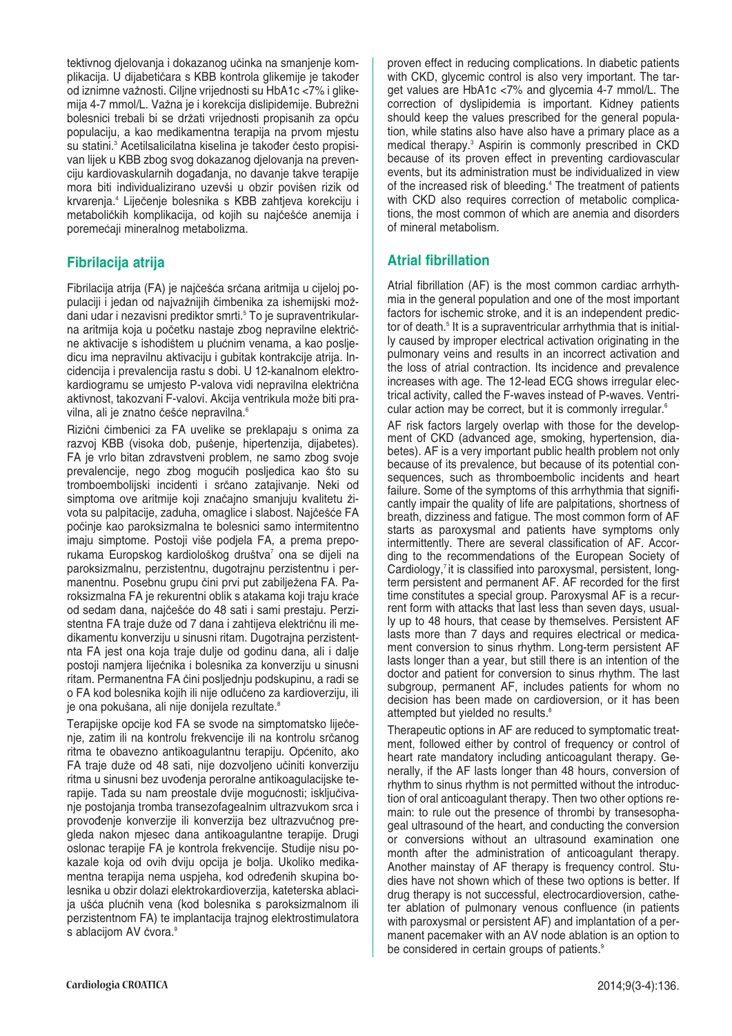tektivnog djelovanja i dokazanog učinka na smanjenje komplikacija. U dijabetičara s KBB kontrola glikemije je također od iznimne važnosti. Ciljne vrijednosti su HbA1c <7% i glikemija 4-7 mmol/L. Važna je i korekcija dislipidemije. Bubrežni bolesnici trebali bi se držati vrijednosti propisanih za opću populaciju, a kao medikamentna terapija na prvom mjestu su statini.[3] Acetilsalicilatna kiselina je također često propisivan lijek u KBB zbog svog dokazanog djelovanja na prevenciju kardiovaskularnih događanja, no davanje takve terapije mora biti individualizirano uzevši u obzir povišen rizik od krvarenja.[4] Liječenje bolesnika s KBB zahtjeva korekciju i metaboličkih komplikacija, od kojih su najčešće anemija i poremećaji mineralnog metabolizma.

## Fibrilacija atrija

Fibrilacija atrija (FA) je najčešća srčana aritmija u cijeloj populaciji i jedan od najvažnijih čimbenika za ishemijski moždani udar i nezavisni prediktor smrti.[5] To je supraventrikularna aritmija koja u početku nastaje zbog nepravilne električne aktivacije s ishodištem u plućnim venama, a kao posljedicu ima nepravilnu aktivaciju i gubitak kontrakcije atrija. Incidencija i prevalencija rastu s dobi. U 12-kanalnom elektrokardiogramu se umjesto P-valova vidi nepravilna električna aktivnost, takozvani F-valovi. Akcija ventrikula može biti pravilna, ali je znatno češće nepravilna.[6]

Rizični čimbenici za FA uvelike se preklapaju s onima za razvoj KBB (visoka dob, pušenje, hipertenzija, dijabetes). FA je vrlo bitan zdravstveni problem, ne samo zbog svoje prevalencije, nego zbog mogućih posljedica kao što su tromboembolijski incidenti i srčano zatajivanje. Neki od simptoma ove aritmije koji značajno smanjuju kvalitetu života su palpitacije, zaduha, omaglice i slabost. Najčešće FA počinje kao paroksizmalna te bolesnici samo intermitentno imaju simptome. Postoji više podjela FA, a prema preporukama Europskog kardiološkog društva[7] ona se dijeli na paroksizmalnu, perzistentnu, dugotrajnu perzistentnu i permanentnu. Posebnu grupu čini prvi put zabilježena FA. Paroksizmalna FA je rekurentni oblik s atakama koji traju kraće od sedam dana, najčešće do 48 sati i sami prestaju. Perzistentna FA traje duže od 7 dana i zahtijeva električnu ili medikamentu konverziju u sinusni ritam. Dugotrajna perzistentnta FA jest ona koja traje dulje od godinu dana, ali i dalje postoji namjera liječnika i bolesnika za konverziju u sinusni ritam. Permanentna FA čini posljednju podskupinu, a radi se o FA kod bolesnika kojih ili nije odlučeno za kardioverziju, ili je ona pokušana, ali nije donijela rezultate.[8]

Terapijske opcije kod FA se svode na simptomatsko liječenje, zatim ili na kontrolu frekvencije ili na kontrolu srčanog ritma te obavezno antikoagulantnu terapiju. Općenito, ako FA traje duže od 48 sati, nije dozvoljeno učiniti konverziju ritma u sinusni bez uvođenja peroralne antikoagulacijske terapije. Tada su nam preostale dvije mogućnosti; isključivanje postojanja tromba transezofagealnim ultrazvukom srca i provođenje konverzije ili konverzija bez ultrazvučnog pregleda nakon mjesec dana antikoagulantne terapije. Drugi oslonac terapije FA je kontrola frekvencije. Studije nisu pokazale koja od ovih dviju opcija je bolja. Ukoliko medikamentna terapija nema uspjeha, kod određenih skupina bolesnika u obzir dolazi elektrokardioverzija, kateterska ablacija ušća plućnih vena (kod bolesnika s paroksizmalnom ili perzistentnom FA) te implantacija trajnog elektrostimulatora s ablacijom AV čvora.[9]

proven effect in reducing complications. In diabetic patients with CKD, glycemic control is also very important. The target values are HbA1c <7% and glycemia 4-7 mmol/L. The correction of dyslipidemia is important. Kidney patients should keep the values prescribed for the general population, while statins also have also have a primary place as a medical therapy.[3] Aspirin is commonly prescribed in CKD because of its proven effect in preventing cardiovascular events, but its administration must be individualized in view of the increased risk of bleeding.[4] The treatment of patients with CKD also requires correction of metabolic complications, the most common of which are anemia and disorders of mineral metabolism.

## Atrial fibrillation

Atrial fibrillation (AF) is the most common cardiac arrhythmia in the general population and one of the most important factors for ischemic stroke, and it is an independent predictor of death.[5] It is a supraventricular arrhythmia that is initially caused by improper electrical activation originating in the pulmonary veins and results in an incorrect activation and the loss of atrial contraction. Its incidence and prevalence increases with age. The 12-lead ECG shows irregular electrical activity, called the F-waves instead of P-waves. Ventricular action may be correct, but it is commonly irregular.[6]

AF risk factors largely overlap with those for the development of CKD (advanced age, smoking, hypertension, diabetes). AF is a very important public health problem not only because of its prevalence, but because of its potential consequences, such as thromboembolic incidents and heart failure. Some of the symptoms of this arrhythmia that significantly impair the quality of life are palpitations, shortness of breath, dizziness and fatigue. The most common form of AF starts as paroxysmal and patients have symptoms only intermittently. There are several classification of AF. According to the recommendations of the European Society of Cardiology,[7] it is classified into paroxysmal, persistent, long-term persistent and permanent AF. AF recorded for the first time constitutes a special group. Paroxysmal AF is a recurrent form with attacks that last less than seven days, usually up to 48 hours, that cease by themselves. Persistent AF lasts more than 7 days and requires electrical or medicament conversion to sinus rhythm. Long-term persistent AF lasts longer than a year, but still there is an intention of the doctor and patient for conversion to sinus rhythm. The last subgroup, permanent AF, includes patients for whom no decision has been made on cardioversion, or it has been attempted but yielded no results.[8]

Therapeutic options in AF are reduced to symptomatic treatment, followed either by control of frequency or control of heart rate mandatory including anticoagulant therapy. Generally, if the AF lasts longer than 48 hours, conversion of rhythm to sinus rhythm is not permitted without the introduction of oral anticoagulant therapy. Then two other options remain: to rule out the presence of thrombi by transesophageal ultrasound of the heart, and conducting the conversion or conversions without an ultrasound examination one month after the administration of anticoagulant therapy. Another mainstay of AF therapy is frequency control. Studies have not shown which of these two options is better. If drug therapy is not successful, electrocardioversion, catheter ablation of pulmonary venous confluence (in patients with paroxysmal or persistent AF) and implantation of a permanent pacemaker with an AV node ablation is an option to be considered in certain groups of patients.[9]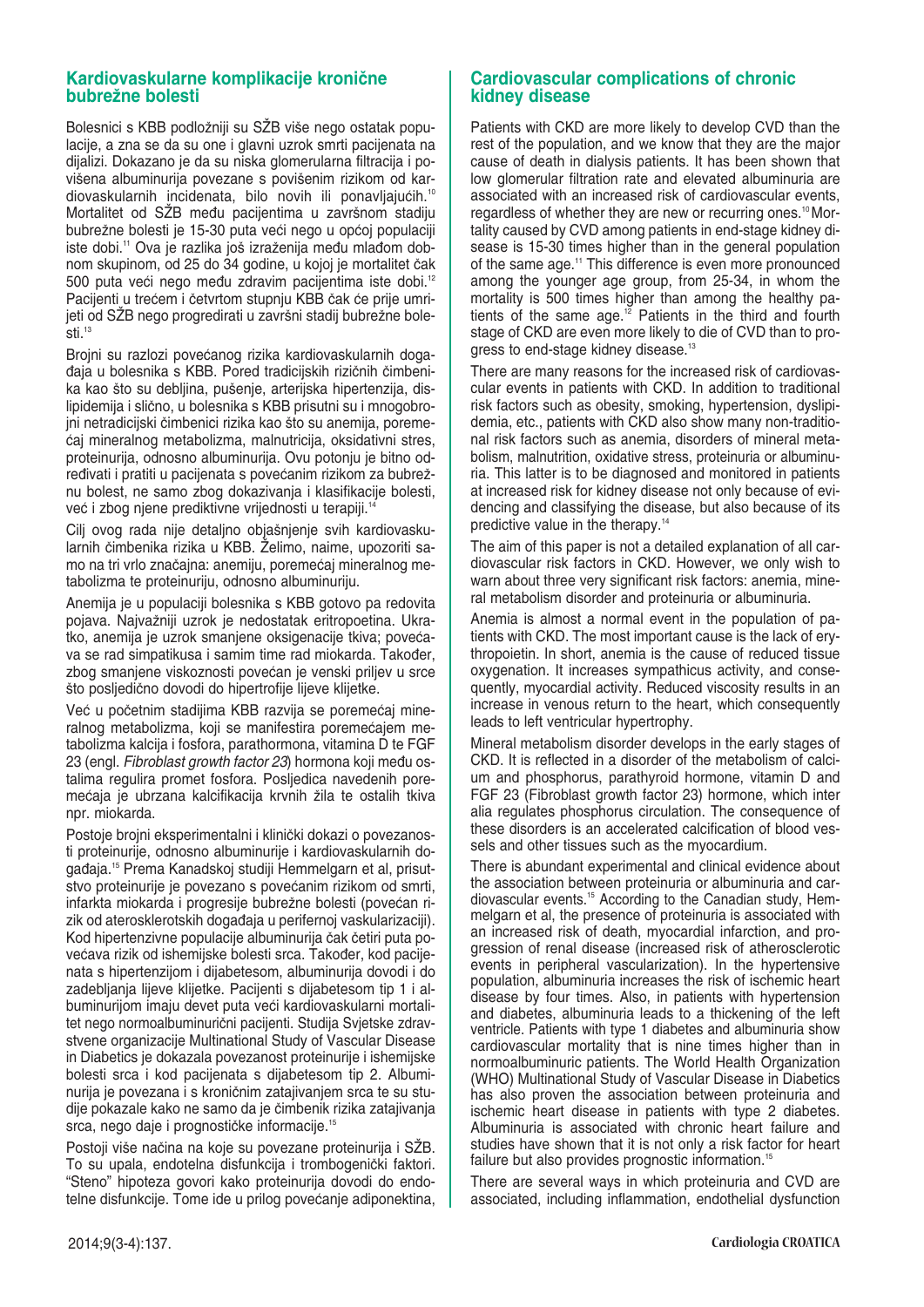## Kardiovaskularne komplikacije kronične bubrežne bolesti

Bolesnici s KBB podložniji su SŽB više nego ostatak populacije, a zna se da su one i glavni uzrok smrti pacijenata na dijalizi. Dokazano je da su niska glomerularna filtracija i povišena albuminurija povezane s povišenim rizikom od kardiovaskularnih incidenata, bilo novih ili ponavljajućih.[10] Mortalitet od SŽB među pacijentima u završnom stadiju bubrežne bolesti je 15-30 puta veći nego u općoj populaciji iste dobi.[11] Ova je razlika još izraženija među mlađom dobnom skupinom, od 25 do 34 godine, u kojoj je mortalitet čak 500 puta veći nego među zdravim pacijentima iste dobi.[12] Pacijenti u trećem i četvrtom stupnju KBB čak će prije umrijeti od SŽB nego progredirati u završni stadij bubrežne bolesti.[13]

Brojni su razlozi povećanog rizika kardiovaskularnih događaja u bolesnika s KBB. Pored tradicijskih rizičnih čimbenika kao što su debljina, pušenje, arterijska hipertenzija, dislipidemija i slično, u bolesnika s KBB prisutni su i mnogobrojni netradicijski čimbenici rizika kao što su anemija, poremećaj mineralnog metabolizma, malnutricija, oksidativni stres, proteinurija, odnosno albuminurija. Ovu potonju je bitno određivati i pratiti u pacijenata s povećanim rizikom za bubrežnu bolest, ne samo zbog dokazivanja i klasifikacije bolesti, već i zbog njene prediktivne vrijednosti u terapiji.[14]

Cilj ovog rada nije detaljno objašnjenje svih kardiovaskularnih čimbenika rizika u KBB. Želimo, naime, upozoriti samo na tri vrlo značajna: anemiju, poremećaj mineralnog metabolizma te proteinuriju, odnosno albuminuriju.

Anemija je u populaciji bolesnika s KBB gotovo pa redovita pojava. Najvažniji uzrok je nedostatak eritropoetina. Ukratko, anemija je uzrok smanjene oksigenacije tkiva; povećava se rad simpatikusa i samim time rad miokarda. Također, zbog smanjene viskoznosti povećan je venski priljev u srce što posljedično dovodi do hipertrofije lijeve klijetke.

Već u početnim stadijima KBB razvija se poremećaj mineralnog metabolizma, koji se manifestira poremećajem metabolizma kalcija i fosfora, parathormona, vitamina D te FGF 23 (engl. *Fibroblast growth factor 23*) hormona koji među ostalima regulira promet fosfora. Posljedica navedenih poremećaja je ubrzana kalcifikacija krvnih žila te ostalih tkiva npr. miokarda.

Postoje brojni eksperimentalni i klinički dokazi o povezanosti proteinurije, odnosno albuminurije i kardiovaskularnih događaja.[15] Prema Kanadskoj studiji Hemmelgarn et al, prisutstvo proteinurije je povezano s povećanim rizikom od smrti, infarkta miokarda i progresije bubrežne bolesti (povećan rizik od aterosklerotskih događaja u perifernoj vaskularizaciji). Kod hipertenzivne populacije albuminurija čak četiri puta povećava rizik od ishemijske bolesti srca. Također, kod pacijenata s hipertenzijom i dijabetesom, albuminurija dovodi i do zadebljanja lijeve klijetke. Pacijenti s dijabetesom tip 1 i albuminurijom imaju devet puta veći kardiovaskularni mortalitet nego normoalbuminurični pacijenti. Studija Svjetske zdravstvene organizacije Multinational Study of Vascular Disease in Diabetics je dokazala povezanost proteinurije i ishemijske bolesti srca i kod pacijenata s dijabetesom tip 2. Albuminurija je povezana i s kroničnim zatajivanjem srca te su studije pokazale kako ne samo da je čimbenik rizika zatajivanja srca, nego daje i prognostičke informacije.[15]

Postoji više načina na koje su povezane proteinurija i SŽB. To su upala, endotelna disfunkcija i trombogenički faktori. "Steno" hipoteza govori kako proteinurija dovodi do endotelne disfunkcije. Tome ide u prilog povećanje adiponektina,

## Cardiovascular complications of chronic kidney disease

Patients with CKD are more likely to develop CVD than the rest of the population, and we know that they are the major cause of death in dialysis patients. It has been shown that low glomerular filtration rate and elevated albuminuria are associated with an increased risk of cardiovascular events, regardless of whether they are new or recurring ones.[10] Mortality caused by CVD among patients in end-stage kidney disease is 15-30 times higher than in the general population of the same age.[11] This difference is even more pronounced among the younger age group, from 25-34, in whom the mortality is 500 times higher than among the healthy patients of the same age.[12] Patients in the third and fourth stage of CKD are even more likely to die of CVD than to progress to end-stage kidney disease.[13]

There are many reasons for the increased risk of cardiovascular events in patients with CKD. In addition to traditional risk factors such as obesity, smoking, hypertension, dyslipidemia, etc., patients with CKD also show many non-traditional risk factors such as anemia, disorders of mineral metabolism, malnutrition, oxidative stress, proteinuria or albuminuria. This latter is to be diagnosed and monitored in patients at increased risk for kidney disease not only because of evidencing and classifying the disease, but also because of its predictive value in the therapy.[14]

The aim of this paper is not a detailed explanation of all cardiovascular risk factors in CKD. However, we only wish to warn about three very significant risk factors: anemia, mineral metabolism disorder and proteinuria or albuminuria.

Anemia is almost a normal event in the population of patients with CKD. The most important cause is the lack of erythropoietin. In short, anemia is the cause of reduced tissue oxygenation. It increases sympathicus activity, and consequently, myocardial activity. Reduced viscosity results in an increase in venous return to the heart, which consequently leads to left ventricular hypertrophy.

Mineral metabolism disorder develops in the early stages of CKD. It is reflected in a disorder of the metabolism of calcium and phosphorus, parathyroid hormone, vitamin D and FGF 23 (Fibroblast growth factor 23) hormone, which inter alia regulates phosphorus circulation. The consequence of these disorders is an accelerated calcification of blood vessels and other tissues such as the myocardium.

There is abundant experimental and clinical evidence about the association between proteinuria or albuminuria and cardiovascular events.[15] According to the Canadian study, Hemmelgarn et al, the presence of proteinuria is associated with an increased risk of death, myocardial infarction, and progression of renal disease (increased risk of atherosclerotic events in peripheral vascularization). In the hypertensive population, albuminuria increases the risk of ischemic heart disease by four times. Also, in patients with hypertension and diabetes, albuminuria leads to a thickening of the left ventricle. Patients with type 1 diabetes and albuminuria show cardiovascular mortality that is nine times higher than in normoalbuminuric patients. The World Health Organization (WHO) Multinational Study of Vascular Disease in Diabetics has also proven the association between proteinuria and ischemic heart disease in patients with type 2 diabetes. Albuminuria is associated with chronic heart failure and studies have shown that it is not only a risk factor for heart failure but also provides prognostic information.[15]

There are several ways in which proteinuria and CVD are associated, including inflammation, endothelial dysfunction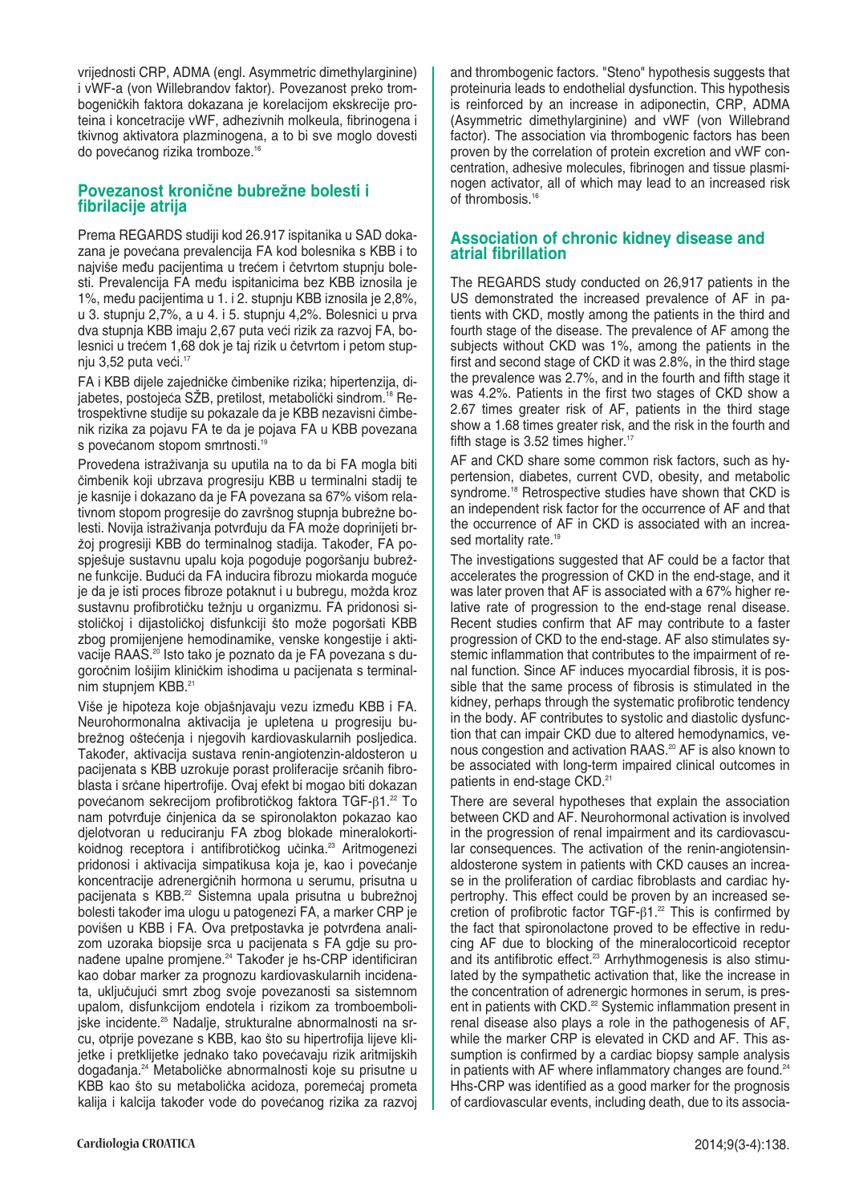vrijednosti CRP, ADMA (engl. Asymmetric dimethylarginine) i vWF-a (von Willebrandov faktor). Povezanost preko trombogeničkih faktora dokazana je korelacijom ekskrecije proteina i koncetracije vWF, adhezivnih molkeula, fibrinogena i tkivnog aktivatora plazminogena, a to bi sve moglo dovesti do povećanog rizika tromboze.[16]

## Povezanost kronične bubrežne bolesti i fibrilacije atrija

Prema REGARDS studiji kod 26.917 ispitanika u SAD dokazana je povećana prevalencija FA kod bolesnika s KBB i to najviše među pacijentima u trećem i četvrtom stupnju bolesti. Prevalencija FA među ispitanicima bez KBB iznosila je 1%, među pacijentima u 1. i 2. stupnju KBB iznosila je 2,8%, u 3. stupnju 2,7%, a u 4. i 5. stupnju 4,2%. Bolesnici u prva dva stupnja KBB imaju 2,67 puta veći rizik za razvoj FA, bolesnici u trećem 1,68 dok je taj rizik u četvrtom i petom stupnju 3,52 puta veći.[17]

FA i KBB dijele zajedničke čimbenike rizika; hipertenzija, dijabetes, postojeća SŽB, pretilost, metabolički sindrom.[18] Retrospektivne studije su pokazale da je KBB nezavisni čimbenik rizika za pojavu FA te da je pojava FA u KBB povezana s povećanom stopom smrtnosti.[19]

Provedena istraživanja su uputila na to da bi FA mogla biti čimbenik koji ubrzava progresiju KBB u terminalni stadij te je kasnije i dokazano da je FA povezana sa 67% višom relativnom stopom progresije do završnog stupnja bubrežne bolesti. Novija istraživanja potvrđuju da FA može doprinijeti bržoj progresiji KBB do terminalnog stadija. Također, FA pospješuje sustavnu upalu koja pogoduje pogoršanju bubrežne funkcije. Budući da FA inducira fibrozu miokarda moguće je da je isti proces fibroze potaknut i u bubregu, možda kroz sustavnu profibrotičku težnju u organizmu. FA pridonosi sistoličkoj i dijastoličkoj disfunkciji što može pogoršati KBB zbog promijenjene hemodinamike, venske kongestije i aktivacije RAAS.[20] Isto tako je poznato da je FA povezana s dugoročnim lošijim kliničkim ishodima u pacijenata s terminalnim stupnjem KBB.[21]

Više je hipoteza koje objašnjavaju vezu između KBB i FA. Neurohormonalna aktivacija je upletena u progresiju bubrežnog oštećenja i njegovih kardiovaskularnih posljedica. Također, aktivacija sustava renin-angiotenzin-aldosteron u pacijenata s KBB uzrokuje porast proliferacije srčanih fibroblasta i srčane hipertrofije. Ovaj efekt bi mogao biti dokazan povećanom sekrecijom profibrotičkog faktora TGF-$\beta$1.[22] To nam potvrđuje činjenica da se spironolakton pokazao kao djelotvoran u reduciranju FA zbog blokade mineralokortikoidnog receptora i antifibrotičkog učinka.[23] Aritmogenezi pridonosi i aktivacija simpatikusa koja je, kao i povećanje koncentracije adrenergičnih hormona u serumu, prisutna u pacijenata s KBB.[22] Sistemna upala prisutna u bubrežnoj bolesti također ima ulogu u patogenezi FA, a marker CRP je povišen u KBB i FA. Ova pretpostavka je potvrđena analizom uzoraka biopsije srca u pacijenata s FA gdje su pronađene upalne promjene.[24] Također je hs-CRP identificiran kao dobar marker za prognozu kardiovaskularnih incidenata, uključujući smrt zbog svoje povezanosti sa sistemnom upalom, disfunkcijom endotela i rizikom za tromboembolijske incidente.[25] Nadalje, strukturalne abnormalnosti na srcu, otprije povezane s KBB, kao što su hipertrofija lijeve klijetke i pretklijetke jednako tako povećavaju rizik aritmijskih događanja.[24] Metaboličke abnormalnosti koje su prisutne u KBB kao što su metabolička acidoza, poremećaj prometa kalija i kalcija također vode do povećanog rizika za razvoj

and thrombogenic factors. "Steno" hypothesis suggests that proteinuria leads to endothelial dysfunction. This hypothesis is reinforced by an increase in adiponectin, CRP, ADMA (Asymmetric dimethylarginine) and vWF (von Willebrand factor). The association via thrombogenic factors has been proven by the correlation of protein excretion and vWF concentration, adhesive molecules, fibrinogen and tissue plasminogen activator, all of which may lead to an increased risk of thrombosis.[16]

## Association of chronic kidney disease and atrial fibrillation

The REGARDS study conducted on 26,917 patients in the US demonstrated the increased prevalence of AF in patients with CKD, mostly among the patients in the third and fourth stage of the disease. The prevalence of AF among the subjects without CKD was 1%, among the patients in the first and second stage of CKD it was 2.8%, in the third stage the prevalence was 2.7%, and in the fourth and fifth stage it was 4.2%. Patients in the first two stages of CKD show a 2.67 times greater risk of AF, patients in the third stage show a 1.68 times greater risk, and the risk in the fourth and fifth stage is 3.52 times higher.[17]

AF and CKD share some common risk factors, such as hypertension, diabetes, current CVD, obesity, and metabolic syndrome.[18] Retrospective studies have shown that CKD is an independent risk factor for the occurrence of AF and that the occurrence of AF in CKD is associated with an increased mortality rate.[19]

The investigations suggested that AF could be a factor that accelerates the progression of CKD in the end-stage, and it was later proven that AF is associated with a 67% higher relative rate of progression to the end-stage renal disease. Recent studies confirm that AF may contribute to a faster progression of CKD to the end-stage. AF also stimulates systemic inflammation that contributes to the impairment of renal function. Since AF induces myocardial fibrosis, it is possible that the same process of fibrosis is stimulated in the kidney, perhaps through the systematic profibrotic tendency in the body. AF contributes to systolic and diastolic dysfunction that can impair CKD due to altered hemodynamics, venous congestion and activation RAAS.[20] AF is also known to be associated with long-term impaired clinical outcomes in patients in end-stage CKD.[21]

There are several hypotheses that explain the association between CKD and AF. Neurohormonal activation is involved in the progression of renal impairment and its cardiovascular consequences. The activation of the renin-angiotensin-aldosterone system in patients with CKD causes an increase in the proliferation of cardiac fibroblasts and cardiac hypertrophy. This effect could be proven by an increased secretion of profibrotic factor TGF-$\beta$1.[22] This is confirmed by the fact that spironolactone proved to be effective in reducing AF due to blocking of the mineralocorticoid receptor and its antifibrotic effect.[23] Arrhythmogenesis is also stimulated by the sympathetic activation that, like the increase in the concentration of adrenergic hormones in serum, is present in patients with CKD.[22] Systemic inflammation present in renal disease also plays a role in the pathogenesis of AF, while the marker CRP is elevated in CKD and AF. This assumption is confirmed by a cardiac biopsy sample analysis in patients with AF where inflammatory changes are found.[24] Hhs-CRP was identified as a good marker for the prognosis of cardiovascular events, including death, due to its associa-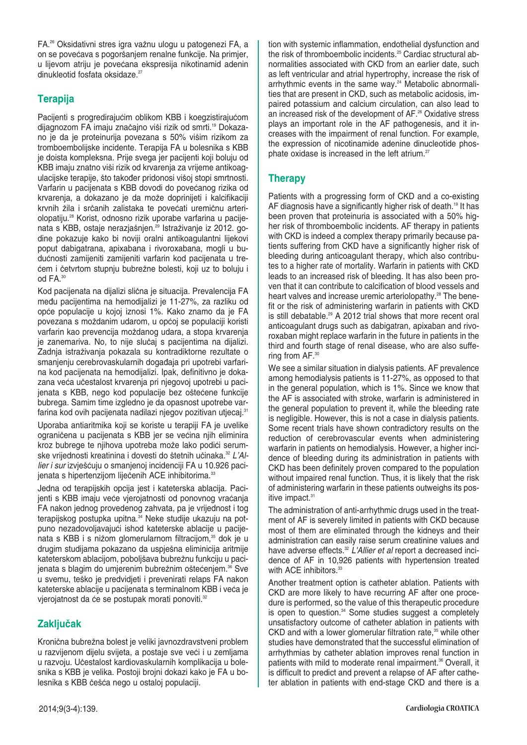FA.[26] Oksidativni stres igra važnu ulogu u patogenezi FA, a on se povećava s pogoršanjem renalne funkcije. Na primjer, u lijevom atriju je povećana ekspresija nikotinamid adenin dinukleotid fosfata oksidaze.[27]

## Terapija

Pacijenti s progredirajućim oblikom KBB i koegzistirajućom dijagnozom FA imaju značajno viši rizik od smrti.[19] Dokazano je da je proteinurija povezana s 50% višim rizikom za tromboembolijske incidente. Terapija FA u bolesnika s KBB je doista kompleksna. Prije svega jer pacijenti koji boluju od KBB imaju znatno viši rizik od krvarenja za vrijeme antikoagulacijske terapije, što također pridonosi višoj stopi smrtnosti. Varfarin u pacijenata s KBB dovodi do povećanog rizika od krvarenja, a dokazano je da može doprinijeti i kalcifikaciji krvnih žila i srčanih zalistaka te povećati uremičnu arteriolopatiju.[28] Korist, odnosno rizik uporabe varfarina u pacijenata s KBB, ostaje nerazjašnjen.[29] Istraživanje iz 2012. godine pokazuje kako bi noviji oralni antikoagulantni lijekovi poput dabigatrana, apixabana i rivoroxabana, mogli u budućnosti zamijeniti zamijeniti varfarin kod pacijenata u trećem i četvrtom stupnju bubrežne bolesti, koji uz to boluju i od FA.[30]

Kod pacijenata na dijalizi slična je situacija. Prevalencija FA među pacijentima na hemodijalizi je 11-27%, za razliku od opće populacije u kojoj iznosi 1%. Kako znamo da je FA povezana s moždanim udarom, u općoj se populaciji koristi varfarin kao prevencija moždanog udara, a stopa krvarenja je zanemariva. No, to nije slučaj s pacijentima na dijalizi. Zadnja istraživanja pokazala su kontradiktorne rezultate o smanjenju cerebrovaskularnih događaja pri upotrebi varfarina kod pacijenata na hemodijalizi. Ipak, definitivno je dokazana veća učestalost krvarenja pri njegovoj upotrebi u pacijenata s KBB, nego kod populacije bez oštećene funkcije bubrega. Samim time izgledno je da opasnost upotrebe varfarina kod ovih pacijenata nadilazi njegov pozitivan utjecaj.[31]

Uporaba antiaritmika koji se koriste u terapiji FA je uvelike ograničena u pacijenata s KBB jer se većina njih eliminira kroz bubrege te njihova upotreba može lako podići serumske vrijednosti kreatinina i dovesti do štetnih učinaka.[32] *L'Allier i sur* izvješćuju o smanjenoj incidenciji FA u 10.926 pacijenata s hipertenzijom liječenih ACE inhibitorima.[33]

Jedna od terapijskih opcija jest i kateterska ablacija. Pacijenti s KBB imaju veće vjerojatnosti od ponovnog vraćanja FA nakon jednog provedenog zahvata, pa je vrijednost i tog terapijskog postupka upitna.[34] Neke studije ukazuju na potpuno nezadovoljavajući ishod kateterske ablacije u pacijenata s KBB i s nižom glomerularnom filtracijom,[35] dok je u drugim studijama pokazano da uspješna eliminicija aritmije kateterskom ablacijom, poboljšava bubrežnu funkciju u pacijenata s blagim do umjerenim bubrežnim oštećenjem.[36] Sve u svemu, teško je predvidjeti i prevenirati relaps FA nakon kateterske ablacije u pacijenata s terminalnom KBB i veća je vjerojatnost da će se postupak morati ponoviti.[32]

## Zaključak

Kronična bubrežna bolest je veliki javnozdravstveni problem u razvijenom dijelu svijeta, a postaje sve veći i u zemljama u razvoju. Učestalost kardiovaskularnih komplikacija u bolesnika s KBB je velika. Postoji brojni dokazi kako je FA u bolesnika s KBB češća nego u ostaloj populaciji.

tion with systemic inflammation, endothelial dysfunction and the risk of thromboembolic incidents.[25] Cardiac structural abnormalities associated with CKD from an earlier date, such as left ventricular and atrial hypertrophy, increase the risk of arrhythmic events in the same way.[24] Metabolic abnormalities that are present in CKD, such as metabolic acidosis, impaired potassium and calcium circulation, can also lead to an increased risk of the development of AF.[26] Oxidative stress plays an important role in the AF pathogenesis, and it increases with the impairment of renal function. For example, the expression of nicotinamide adenine dinucleotide phosphate oxidase is increased in the left atrium.[27]

## Therapy

Patients with a progressing form of CKD and a co-existing AF diagnosis have a significantly higher risk of death.[19] It has been proven that proteinuria is associated with a 50% higher risk of thromboembolic incidents. AF therapy in patients with CKD is indeed a complex therapy primarily because patients suffering from CKD have a significantly higher risk of bleeding during anticoagulant therapy, which also contributes to a higher rate of mortality. Warfarin in patients with CKD leads to an increased risk of bleeding. It has also been proven that it can contribute to calcification of blood vessels and heart valves and increase uremic arteriolopathy.[28] The benefit or the risk of administering warfarin in patients with CKD is still debatable.[29] A 2012 trial shows that more recent oral anticoagulant drugs such as dabigatran, apixaban and rivoroxaban might replace warfarin in the future in patients in the third and fourth stage of renal disease, who are also suffering from AF.[30]

We see a similar situation in dialysis patients. AF prevalence among hemodialysis patients is 11-27%, as opposed to that in the general population, which is 1%. Since we know that the AF is associated with stroke, warfarin is administered in the general population to prevent it, while the bleeding rate is negligible. However, this is not a case in dialysis patients. Some recent trials have shown contradictory results on the reduction of cerebrovascular events when administering warfarin in patients on hemodialysis. However, a higher incidence of bleeding during its administration in patients with CKD has been definitely proven compared to the population without impaired renal function. Thus, it is likely that the risk of administering warfarin in these patients outweighs its positive impact.[31]

The administration of anti-arrhythmic drugs used in the treatment of AF is severely limited in patients with CKD because most of them are eliminated through the kidneys and their administration can easily raise serum creatinine values and have adverse effects.[32] *L'Allier et al* report a decreased incidence of AF in 10,926 patients with hypertension treated with ACE inhibitors.[33]

Another treatment option is catheter ablation. Patients with CKD are more likely to have recurring AF after one procedure is performed, so the value of this therapeutic procedure is open to question.[34] Some studies suggest a completely unsatisfactory outcome of catheter ablation in patients with CKD and with a lower glomerular filtration rate,[35] while other studies have demonstrated that the successful elimination of arrhythmias by catheter ablation improves renal function in patients with mild to moderate renal impairment.[36] Overall, it is difficult to predict and prevent a relapse of AF after catheter ablation in patients with end-stage CKD and there is a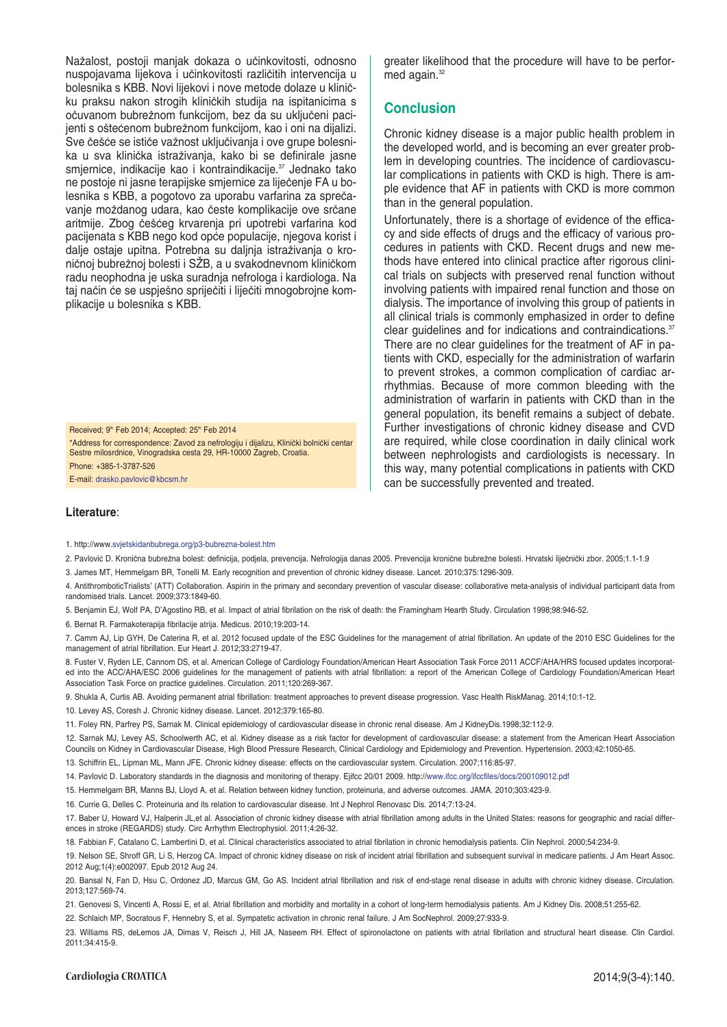Nažalost, postoji manjak dokaza o učinkovitosti, odnosno nuspojavama lijekova i učinkovitosti različitih intervencija u bolesnika s KBB. Novi lijekovi i nove metode dolaze u kliničku praksu nakon strogih kliničkih studija na ispitanicima s očuvanom bubrežnom funkcijom, bez da su uključeni pacijenti s oštećenom bubrežnom funkcijom, kao i oni na dijalizi. Sve češće se ističe važnost uključivanja i ove grupe bolesnika u sva klinička istraživanja, kako bi se definirale jasne smjernice, indikacije kao i kontraindikacije.[37] Jednako tako ne postoje ni jasne terapijske smjernice za liječenje FA u bolesnika s KBB, a pogotovo za uporabu varfarina za sprečavanje moždanog udara, kao česte komplikacije ove srčane aritmije. Zbog češćeg krvarenja pri upotrebi varfarina kod pacijenata s KBB nego kod opće populacije, njegova korist i dalje ostaje upitna. Potrebna su daljnja istraživanja o kroničnoj bubrežnoj bolesti i SŽB, a u svakodnevnom kliničkom radu neophodna je uska suradnja nefrologa i kardiologa. Na taj način će se uspješno spriječiti i liječiti mnogobrojne komplikacije u bolesnika s KBB.

Received; 9[th] Feb 2014; Accepted: 25[th] Feb 2014

*Address for correspondence: Zavod za nefrologiju i dijalizu, Klinički bolnički centar Sestre milosrdnice, Vinogradska cesta 29, HR-10000 Zagreb, Croatia.

Phone: +385-1-3787-526

E-mail: drasko.pavlovic@kbcsm.hr

greater likelihood that the procedure will have to be performed again.[32]

## Conclusion

Chronic kidney disease is a major public health problem in the developed world, and is becoming an ever greater problem in developing countries. The incidence of cardiovascular complications in patients with CKD is high. There is ample evidence that AF in patients with CKD is more common than in the general population.

Unfortunately, there is a shortage of evidence of the efficacy and side effects of drugs and the efficacy of various procedures in patients with CKD. Recent drugs and new methods have entered into clinical practice after rigorous clinical trials on subjects with preserved renal function without involving patients with impaired renal function and those on dialysis. The importance of involving this group of patients in all clinical trials is commonly emphasized in order to define clear guidelines and for indications and contraindications.[37] There are no clear guidelines for the treatment of AF in patients with CKD, especially for the administration of warfarin to prevent strokes, a common complication of cardiac arrhythmias. Because of more common bleeding with the administration of warfarin in patients with CKD than in the general population, its benefit remains a subject of debate. Further investigations of chronic kidney disease and CVD are required, while close coordination in daily clinical work between nephrologists and cardiologists is necessary. In this way, many potential complications in patients with CKD can be successfully prevented and treated.

**Literature**:

1. http://www.svjetskidanbubrega.org/p3-bubrezna-bolest.htm
2. Pavlović D. Kronična bubrežna bolest: definicija, podjela, prevencija. Nefrologija danas 2005. Prevencija kronične bubrežne bolesti. Hrvatski liječnički zbor. 2005;1.1-1.9
3. James MT, Hemmelgarn BR, Tonelli M. Early recognition and prevention of chronic kidney disease. Lancet. 2010;375:1296-309.
4. AntithromboticTrialists' (ATT) Collaboration. Aspirin in the primary and secondary prevention of vascular disease: collaborative meta-analysis of individual participant data from randomised trials. Lancet. 2009;373:1849-60.
5. Benjamin EJ, Wolf PA, D'Agostino RB, et al. Impact of atrial fibrilation on the risk of death: the Framingham Hearth Study. Circulation 1998;98:946-52.
6. Bernat R. Farmakoterapija fibrilacije atrija. Medicus. 2010;19:203-14.
7. Camm AJ, Lip GYH, De Caterina R, et al. 2012 focused update of the ESC Guidelines for the management of atrial fibrillation. An update of the 2010 ESC Guidelines for the management of atrial fibrillation. Eur Heart J. 2012;33:2719-47.
8. Fuster V, Ryden LE, Cannom DS, et al. American College of Cardiology Foundation/American Heart Association Task Force 2011 ACCF/AHA/HRS focused updates incorporated into the ACC/AHA/ESC 2006 guidelines for the management of patients with atrial fibrillation: a report of the American College of Cardiology Foundation/American Heart Association Task Force on practice guidelines. Circulation. 2011;120:269-367.
9. Shukla A, Curtis AB. Avoiding permanent atrial fibrillation: treatment approaches to prevent disease progression. Vasc Health RiskManag. 2014;10:1-12.
10. Levey AS, Coresh J. Chronic kidney disease. Lancet. 2012;379:165-80.
11. Foley RN, Parfrey PS, Sarnak M. Clinical epidemiology of cardiovascular disease in chronic renal disease. Am J KidneyDis.1998;32:112-9.
12. Sarnak MJ, Levey AS, Schoolwerth AC, et al. Kidney disease as a risk factor for development of cardiovascular disease: a statement from the American Heart Association Councils on Kidney in Cardiovascular Disease, High Blood Pressure Research, Clinical Cardiology and Epidemiology and Prevention. Hypertension. 2003;42:1050-65.
13. Schiffrin EL, Lipman ML, Mann JFE. Chronic kidney disease: effects on the cardiovascular system. Circulation. 2007;116:85-97.
14. Pavlović D. Laboratory standards in the diagnosis and monitoring of therapy. Ejifcc 20/01 2009. http://www.ifcc.org/ifccfiles/docs/200109012.pdf
15. Hemmelgarn BR, Manns BJ, Lloyd A, et al. Relation between kidney function, proteinuria, and adverse outcomes. JAMA. 2010;303:423-9.
16. Currie G, Delles C. Proteinuria and its relation to cardiovascular disease. Int J Nephrol Renovasc Dis. 2014;7:13-24.
17. Baber U, Howard VJ, Halperin JL,et al. Association of chronic kidney disease with atrial fibrillation among adults in the United States: reasons for geographic and racial differences in stroke (REGARDS) study. Circ Arrhythm Electrophysiol. 2011;4:26-32.
18. Fabbian F, Catalano C, Lambertini D, et al. Clinical characteristics associated to atrial fibrilation in chronic hemodialysis patients. Clin Nephrol. 2000;54:234-9.
19. Nelson SE, Shroff GR, Li S, Herzog CA. Impact of chronic kidney disease on risk of incident atrial fibrillation and subsequent survival in medicare patients. J Am Heart Assoc. 2012 Aug;1(4):e002097. Epub 2012 Aug 24.
20. Bansal N, Fan D, Hsu C, Ordonez JD, Marcus GM, Go AS. Incident atrial fibrillation and risk of end-stage renal disease in adults with chronic kidney disease. Circulation. 2013;127:569-74.
21. Genovesi S, Vincenti A, Rossi E, et al. Atrial fibrillation and morbidity and mortality in a cohort of long-term hemodialysis patients. Am J Kidney Dis. 2008;51:255-62.
22. Schlaich MP, Socratous F, Hennebry S, et al. Sympatetic activation in chronic renal failure. J Am SocNephrol. 2009;27:933-9.
23. Williams RS, deLemos JA, Dimas V, Reisch J, Hill JA, Naseem RH. Effect of spironolactone on patients with atrial fibrilation and structural heart disease. Clin Cardiol. 2011;34:415-9.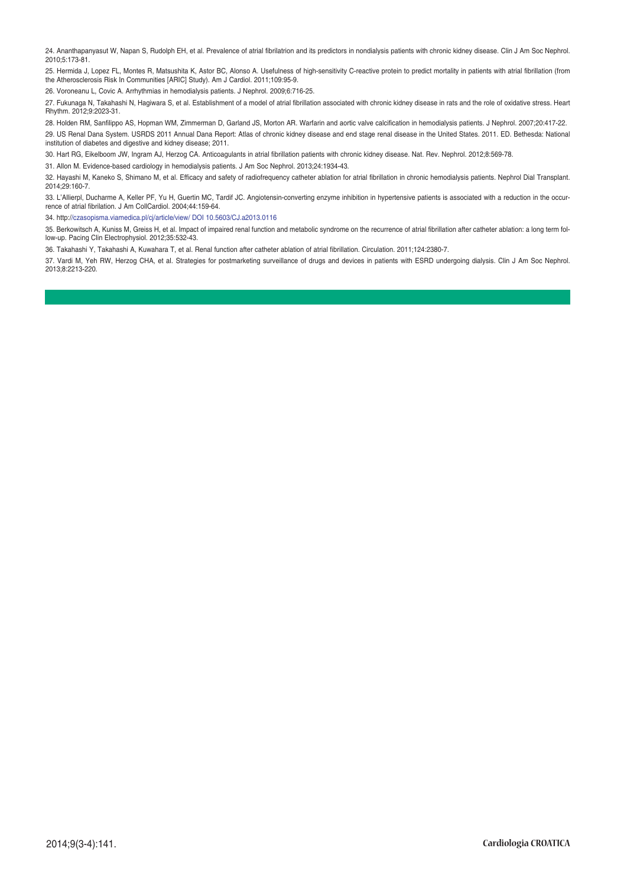24. Ananthapanyasut W, Napan S, Rudolph EH, et al. Prevalence of atrial fibrilatrion and its predictors in nondialysis patients with chronic kidney disease. Clin J Am Soc Nephrol. 2010;5:173-81.

25. Hermida J, Lopez FL, Montes R, Matsushita K, Astor BC, Alonso A. Usefulness of high-sensitivity C-reactive protein to predict mortality in patients with atrial fibrillation (from the Atherosclerosis Risk In Communities [ARIC] Study). Am J Cardiol. 2011;109:95-9.

26. Voroneanu L, Covic A. Arrhythmias in hemodialysis patients. J Nephrol. 2009;6:716-25.

27. Fukunaga N, Takahashi N, Hagiwara S, et al. Establishment of a model of atrial fibrillation associated with chronic kidney disease in rats and the role of oxidative stress. Heart Rhythm. 2012;9:2023-31.

28. Holden RM, Sanfilippo AS, Hopman WM, Zimmerman D, Garland JS, Morton AR. Warfarin and aortic valve calcification in hemodialysis patients. J Nephrol. 2007;20:417-22.

29. US Renal Dana System. USRDS 2011 Annual Dana Report: Atlas of chronic kidney disease and end stage renal disease in the United States. 2011. ED. Bethesda: National institution of diabetes and digestive and kidney disease; 2011.

30. Hart RG, Eikelboom JW, Ingram AJ, Herzog CA. Anticoagulants in atrial fibrillation patients with chronic kidney disease. Nat. Rev. Nephrol. 2012;8:569-78.

31. Allon M. Evidence-based cardiology in hemodialysis patients. J Am Soc Nephrol. 2013;24:1934-43.

32. Hayashi M, Kaneko S, Shimano M, et al. Efficacy and safety of radiofrequency catheter ablation for atrial fibrillation in chronic hemodialysis patients. Nephrol Dial Transplant. 2014;29:160-7.

33. L'Allierpl, Ducharme A, Keller PF, Yu H, Guertin MC, Tardif JC. Angiotensin-converting enzyme inhibition in hypertensive patients is associated with a reduction in the occurrence of atrial fibrilation. J Am CollCardiol. 2004;44:159-64.

34. http://czasopisma.viamedica.pl/cj/article/view/ DOI 10.5603/CJ.a2013.0116

35. Berkowitsch A, Kuniss M, Greiss H, et al. Impact of impaired renal function and metabolic syndrome on the recurrence of atrial fibrillation after catheter ablation: a long term follow-up. Pacing Clin Electrophysiol. 2012;35:532-43.

36. Takahashi Y, Takahashi A, Kuwahara T, et al. Renal function after catheter ablation of atrial fibrillation. Circulation. 2011;124:2380-7.

37. Vardi M, Yeh RW, Herzog CHA, et al. Strategies for postmarketing surveillance of drugs and devices in patients with ESRD undergoing dialysis. Clin J Am Soc Nephrol. 2013;8:2213-220.